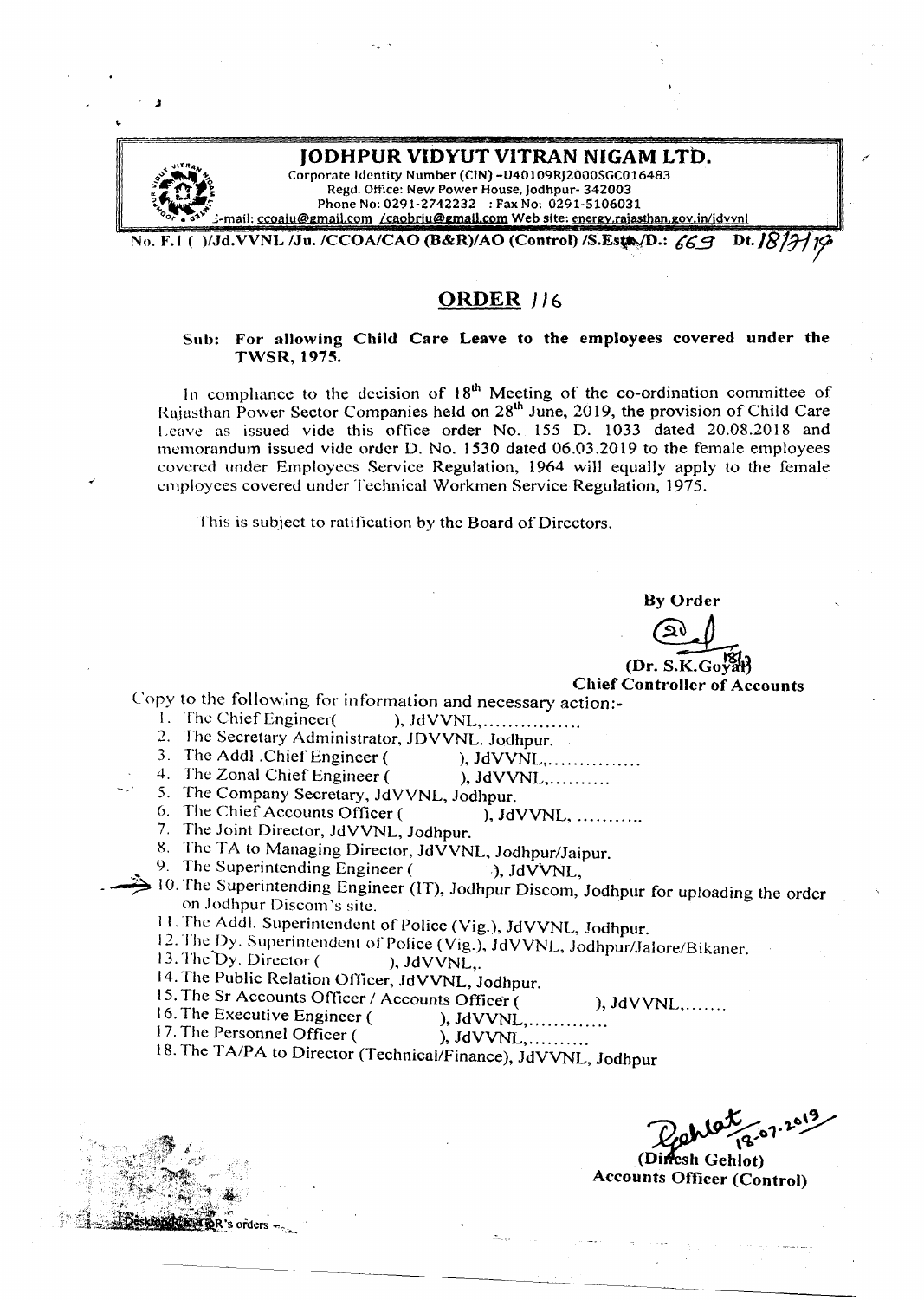# JODHPUR VIDYUT VITRAN NIGAM LTD.

Corporate Identity Number (CIN) -U40109RJ2000SGC016483
Regd. Office: New Power House, Jodhpur- 342003
Phone No: 0291-2742232 : Fax No: 0291-5106031
E-mail: ccoaju@gmail.com /caobrju@gmail.com Web site: energy.rajasthan.gov.in/jdvvnl

No. F.1 ( )/Jd.VVNL /Ju. /CCOA/CAO (B&R)/AO (Control) /S.Estt./D.: 669 Dt. 18/7/19

## ORDER 116

**Sub: For allowing Child Care Leave to the employees covered under the TWSR, 1975.**

In compliance to the decision of 18th Meeting of the co-ordination committee of Rajasthan Power Sector Companies held on 28th June, 2019, the provision of Child Care Leave as issued vide this office order No. 155 D. 1033 dated 20.08.2018 and memorandum issued vide order D. No. 1530 dated 06.03.2019 to the female employees covered under Employees Service Regulation, 1964 will equally apply to the female employees covered under Technical Workmen Service Regulation, 1975.

This is subject to ratification by the Board of Directors.

**By Order**

(Dr. S.K.Goyal)
**Chief Controller of Accounts**

Copy to the following for information and necessary action:-

1. The Chief Engineer( ), JdVVNL,................
2. The Secretary Administrator, JDVVNL. Jodhpur.
3. The Addl .Chief Engineer ( ), JdVVNL,...............
4. The Zonal Chief Engineer ( ), JdVVNL,..........
5. The Company Secretary, JdVVNL, Jodhpur.
6. The Chief Accounts Officer ( ), JdVVNL, ..........
7. The Joint Director, JdVVNL, Jodhpur.
8. The TA to Managing Director, JdVVNL, Jodhpur/Jaipur.
9. The Superintending Engineer ( ), JdVVNL,
10. The Superintending Engineer (IT), Jodhpur Discom, Jodhpur for uploading the order on Jodhpur Discom's site.
11. The Addl. Superintendent of Police (Vig.), JdVVNL, Jodhpur.
12. The Dy. Superintendent of Police (Vig.), JdVVNL, Jodhpur/Jalore/Bikaner.
13. The Dy. Director ( ), JdVVNL,.
14. The Public Relation Officer, JdVVNL, Jodhpur.
15. The Sr Accounts Officer / Accounts Officer ( ), JdVVNL,.......
16. The Executive Engineer ( ), JdVVNL,............
17. The Personnel Officer ( ), JdVVNL,.........
18. The TA/PA to Director (Technical/Finance), JdVVNL, Jodhpur

18-07-2019
(Dinesh Gehlot)
**Accounts Officer (Control)**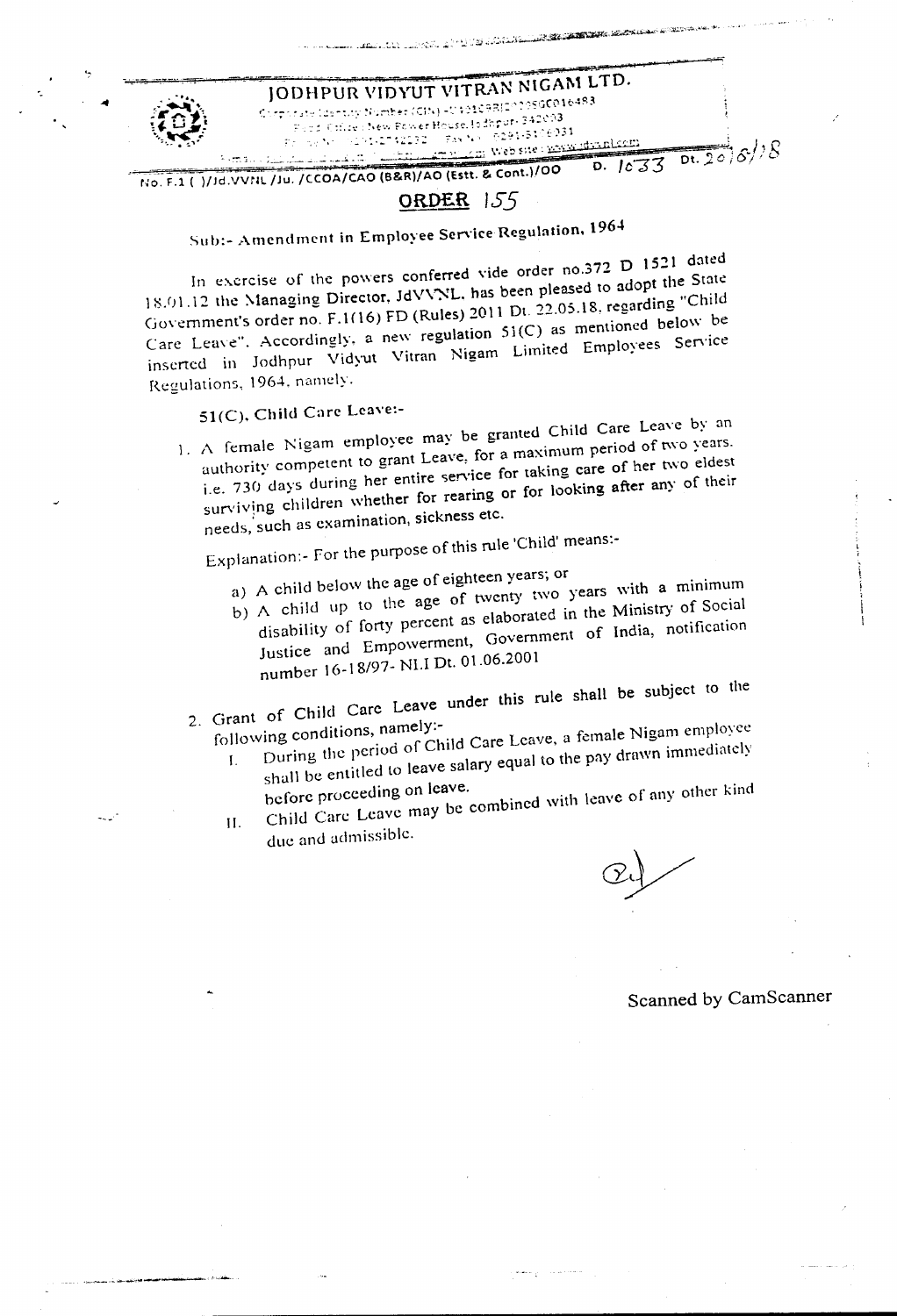# JODHPUR VIDYUT VITRAN NIGAM LTD.

Corporate Identity Number (CIN) -U40109RJ2000SGC016483

Regd. Office: New Power House, Jodhpur-342003

Website: www.jdvvnl.com

No. F.1 ( )/Jd.VVNL /Ju. /CCOA/CAO (B&R)/AO (Estt. & Cont.)/OO D. 1033 Dt. 20/8/18

## ORDER 155

### Sub:- Amendment in Employee Service Regulation, 1964

In exercise of the powers conferred vide order no.372 D 1521 dated 18.01.12 the Managing Director, JdVVNL, has been pleased to adopt the State Government's order no. F.1(16) FD (Rules) 2011 Dt. 22.05.18, regarding "Child Care Leave". Accordingly, a new regulation 51(C) as mentioned below be inserted in Jodhpur Vidyut Vitran Nigam Limited Employees Service Regulations, 1964, namely.

51(C). Child Care Leave:-

1. A female Nigam employee may be granted Child Care Leave by an authority competent to grant Leave, for a maximum period of two years. i.e. 730 days during her entire service for taking care of her two eldest surviving children whether for rearing or for looking after any of their needs, such as examination, sickness etc.

   Explanation:- For the purpose of this rule 'Child' means:-

   a) A child below the age of eighteen years; or
   b) A child up to the age of twenty two years with a minimum disability of forty percent as elaborated in the Ministry of Social Justice and Empowerment, Government of India, notification number 16-18/97- NI.I Dt. 01.06.2001

2. Grant of Child Care Leave under this rule shall be subject to the following conditions, namely:-

   I. During the period of Child Care Leave, a female Nigam employee shall be entitled to leave salary equal to the pay drawn immediately before proceeding on leave.

   II. Child Care Leave may be combined with leave of any other kind due and admissible.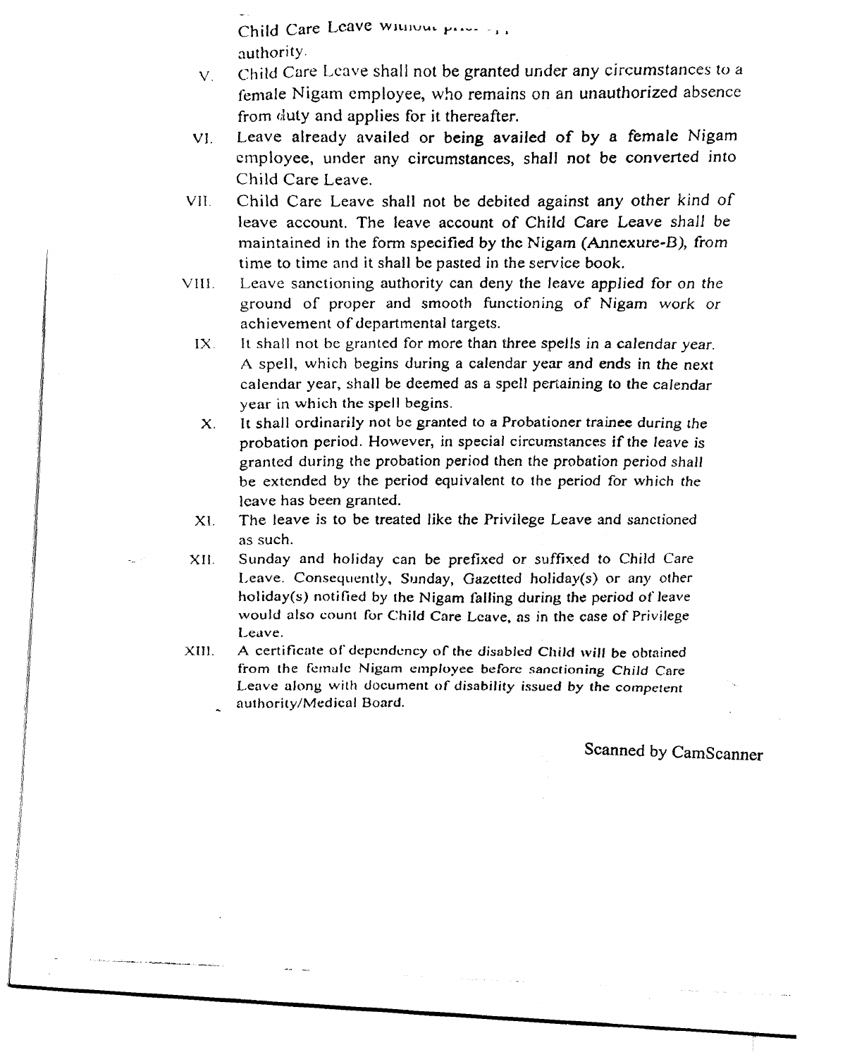Child Care Leave without prior ... authority.

V. Child Care Leave shall not be granted under any circumstances to a female Nigam employee, who remains on an unauthorized absence from duty and applies for it thereafter.

VI. Leave already availed or being availed of by a female Nigam employee, under any circumstances, shall not be converted into Child Care Leave.

VII. Child Care Leave shall not be debited against any other kind of leave account. The leave account of Child Care Leave shall be maintained in the form specified by the Nigam (Annexure-B), from time to time and it shall be pasted in the service book.

VIII. Leave sanctioning authority can deny the leave applied for on the ground of proper and smooth functioning of Nigam work or achievement of departmental targets.

IX. It shall not be granted for more than three spells in a calendar year. A spell, which begins during a calendar year and ends in the next calendar year, shall be deemed as a spell pertaining to the calendar year in which the spell begins.

X. It shall ordinarily not be granted to a Probationer trainee during the probation period. However, in special circumstances if the leave is granted during the probation period then the probation period shall be extended by the period equivalent to the period for which the leave has been granted.

XI. The leave is to be treated like the Privilege Leave and sanctioned as such.

XII. Sunday and holiday can be prefixed or suffixed to Child Care Leave. Consequently, Sunday, Gazetted holiday(s) or any other holiday(s) notified by the Nigam falling during the period of leave would also count for Child Care Leave, as in the case of Privilege Leave.

XIII. A certificate of dependency of the disabled Child will be obtained from the female Nigam employee before sanctioning Child Care Leave along with document of disability issued by the competent authority/Medical Board.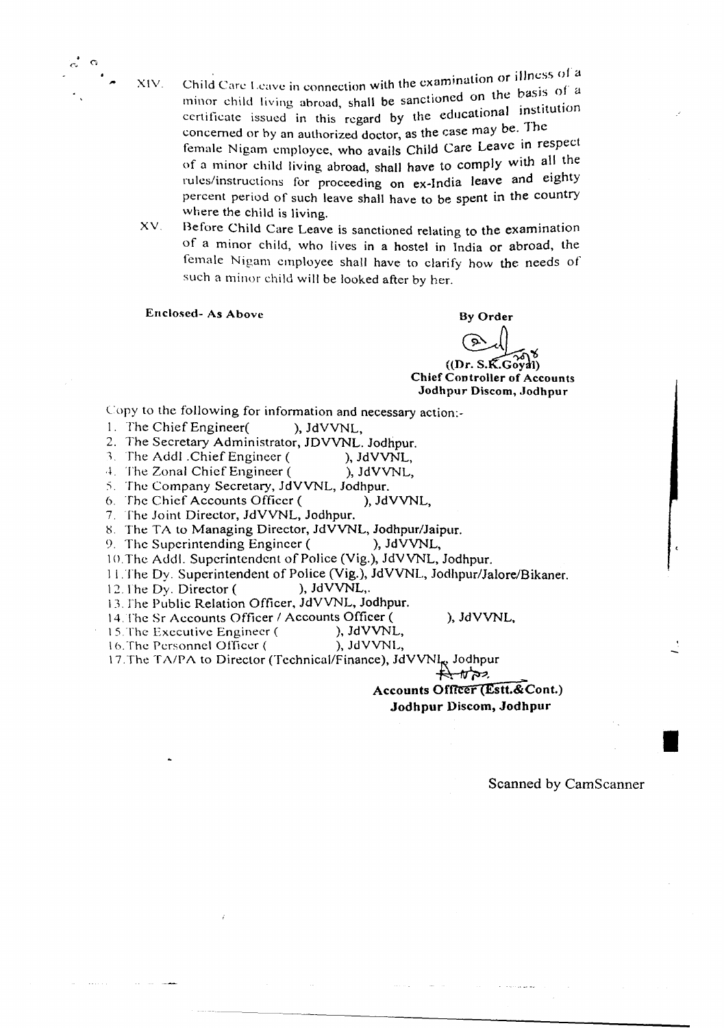XIV. Child Care Leave in connection with the examination or illness of a minor child living abroad, shall be sanctioned on the basis of a certificate issued in this regard by the educational institution concerned or by an authorized doctor, as the case may be. The female Nigam employee, who avails Child Care Leave in respect of a minor child living abroad, shall have to comply with all the rules/instructions for proceeding on ex-India leave and eighty percent period of such leave shall have to be spent in the country where the child is living.

XV. Before Child Care Leave is sanctioned relating to the examination of a minor child, who lives in a hostel in India or abroad, the female Nigam employee shall have to clarify how the needs of such a minor child will be looked after by her.

**Enclosed- As Above**

**By Order**

**((Dr. S.K.Goyal)**
**Chief Controller of Accounts**
**Jodhpur Discom, Jodhpur**

Copy to the following for information and necessary action:-

1. The Chief Engineer( ), JdVVNL,
2. The Secretary Administrator, JDVVNL. Jodhpur.
3. The Addl .Chief Engineer ( ), JdVVNL,
4. The Zonal Chief Engineer ( ), JdVVNL,
5. The Company Secretary, JdVVNL, Jodhpur.
6. The Chief Accounts Officer ( ), JdVVNL,
7. The Joint Director, JdVVNL, Jodhpur.
8. The TA to Managing Director, JdVVNL, Jodhpur/Jaipur.
9. The Superintending Engineer ( ), JdVVNL,
10. The Addl. Superintendent of Police (Vig.), JdVVNL, Jodhpur.
11. The Dy. Superintendent of Police (Vig.), JdVVNL, Jodhpur/Jalore/Bikaner.
12. The Dy. Director ( ), JdVVNL,.
13. The Public Relation Officer, JdVVNL, Jodhpur.
14. The Sr Accounts Officer / Accounts Officer ( ), JdVVNL,
15. The Executive Engineer ( ), JdVVNL,
16. The Personnel Officer ( ), JdVVNL,
17. The TA/PA to Director (Technical/Finance), JdVVNL, Jodhpur

**Accounts Officer (Estt.&Cont.)**
**Jodhpur Discom, Jodhpur**

Scanned by CamScanner